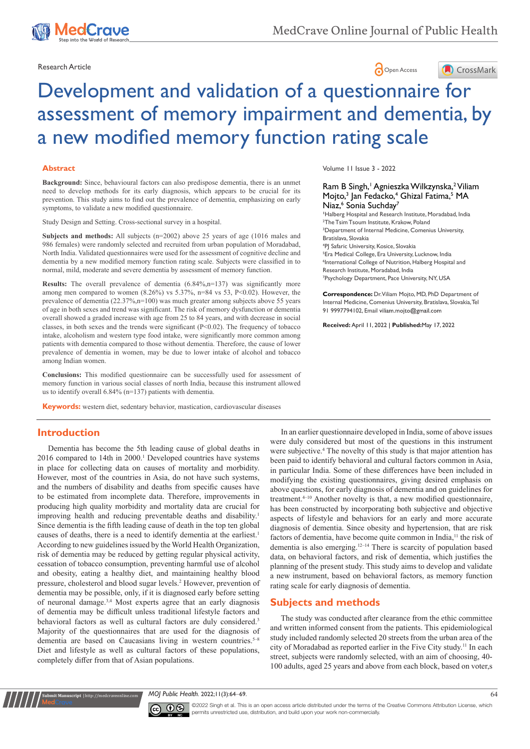Research Article

# Development and validation of a questionnaire for assessment of memory impairment and dementia, by a new modified memory function rating scale

Ram B Singh,[1] Agnieszka Wilkzynska,[2] Viliam Mojto,[3] Jan Fedacko,[4] Ghizal Fatima,[5] MA Niaz,[6] Sonia Suchday[7]

[1]Halberg Hospital and Research Institute, Moradabad, India
[2]The Tsim Tsoum Institute, Krakow, Poland
[3]Department of Internal Medicine, Comenius University, Bratislava, Slovakia
[4]PJ Safaric University, Kosice, Slovakia
[5]Era Medical College, Era University, Lucknow, India
[6]International College of Nutrition, Halberg Hospital and Research Institute, Moradabad, India
[7]Psychology Department, Pace University, NY, USA

**Correspondence:** Dr. Viliam Mojto, MD, PhD Department of Internal Medicine, Comenius University, Bratislava, Slovakia, Tel 91 9997794102, Email viliam.mojto@gmail.com

**Received:** April 11, 2022 | **Published:** May 17, 2022

## Abstract

**Background:** Since, behavioural factors can also predispose dementia, there is an unmet need to develop methods for its early diagnosis, which appears to be crucial for its prevention. This study aims to find out the prevalence of dementia, emphasizing on early symptoms, to validate a new modified questionnaire.

Study Design and Setting. Cross-sectional survey in a hospital.

**Subjects and methods:** All subjects (n=2002) above 25 years of age (1016 males and 986 females) were randomly selected and recruited from urban population of Moradabad, North India. Validated questionnaires were used for the assessment of cognitive decline and dementia by a new modified memory function rating scale. Subjects were classified in to normal, mild, moderate and severe dementia by assessment of memory function.

**Results:** The overall prevalence of dementia (6.84%,n=137) was significantly more among men compared to women (8.26%) vs 5.37%, n=84 vs 53, P<0.02). However, the prevalence of dementia (22.37%,n=100) was much greater among subjects above 55 years of age in both sexes and trend was significant. The risk of memory dysfunction or dementia overall showed a graded increase with age from 25 to 84 years, and with decrease in social classes, in both sexes and the trends were significant (P<0.02). The frequency of tobacco intake, alcoholism and western type food intake, were significantly more common among patients with dementia compared to those without dementia. Therefore, the cause of lower prevalence of dementia in women, may be due to lower intake of alcohol and tobacco among Indian women.

**Conclusions:** This modified questionnaire can be successfully used for assessment of memory function in various social classes of north India, because this instrument allowed us to identify overall 6.84% (n=137) patients with dementia.

**Keywords:** western diet, sedentary behavior, mastication, cardiovascular diseases

## Introduction

Dementia has become the 5th leading cause of global deaths in 2016 compared to 14th in 2000.[1] Developed countries have systems in place for collecting data on causes of mortality and morbidity. However, most of the countries in Asia, do not have such systems, and the numbers of disability and deaths from specific causes have to be estimated from incomplete data. Therefore, improvements in producing high quality morbidity and mortality data are crucial for improving health and reducing preventable deaths and disability.[1] Since dementia is the fifth leading cause of death in the top ten global causes of deaths, there is a need to identify dementia at the earliest.[1] According to new guidelines issued by the World Health Organization, risk of dementia may be reduced by getting regular physical activity, cessation of tobacco consumption, preventing harmful use of alcohol and obesity, eating a healthy diet, and maintaining healthy blood pressure, cholesterol and blood sugar levels.[2] However, prevention of dementia may be possible, only, if it is diagnosed early before setting of neuronal damage.[3,4] Most experts agree that an early diagnosis of dementia may be difficult unless traditional lifestyle factors and behavioral factors as well as cultural factors are duly considered.[3] Majority of the questionnaires that are used for the diagnosis of dementia are based on Caucasians living in western countries.[5–8] Diet and lifestyle as well as cultural factors of these populations, completely differ from that of Asian populations.

In an earlier questionnaire developed in India, some of above issues were duly considered but most of the questions in this instrument were subjective.[4] The novelty of this study is that major attention has been paid to identify behavioral and cultural factors common in Asia, in particular India. Some of these differences have been included in modifying the existing questionnaires, giving desired emphasis on above questions, for early diagnosis of dementia and on guidelines for treatment.[4–10] Another novelty is that, a new modified questionnaire, has been constructed by incorporating both subjective and objective aspects of lifestyle and behaviors for an early and more accurate diagnosis of dementia. Since obesity and hypertension, that are risk factors of dementia, have become quite common in India,[11] the risk of dementia is also emerging.[12–14] There is scarcity of population based data, on behavioral factors, and risk of dementia, which justifies the planning of the present study. This study aims to develop and validate a new instrument, based on behavioral factors, as memory function rating scale for early diagnosis of dementia.

## Subjects and methods

The study was conducted after clearance from the ethic committee and written informed consent from the patients. This epidemiological study included randomly selected 20 streets from the urban area of the city of Moradabad as reported earlier in the Five City study.[11] In each street, subjects were randomly selected, with an aim of choosing, 40-100 adults, aged 25 years and above from each block, based on voter,s

©2022 Singh et al. This is an open access article distributed under the terms of the Creative Commons Attribution License, which permits unrestricted use, distribution, and build upon your work non-commercially.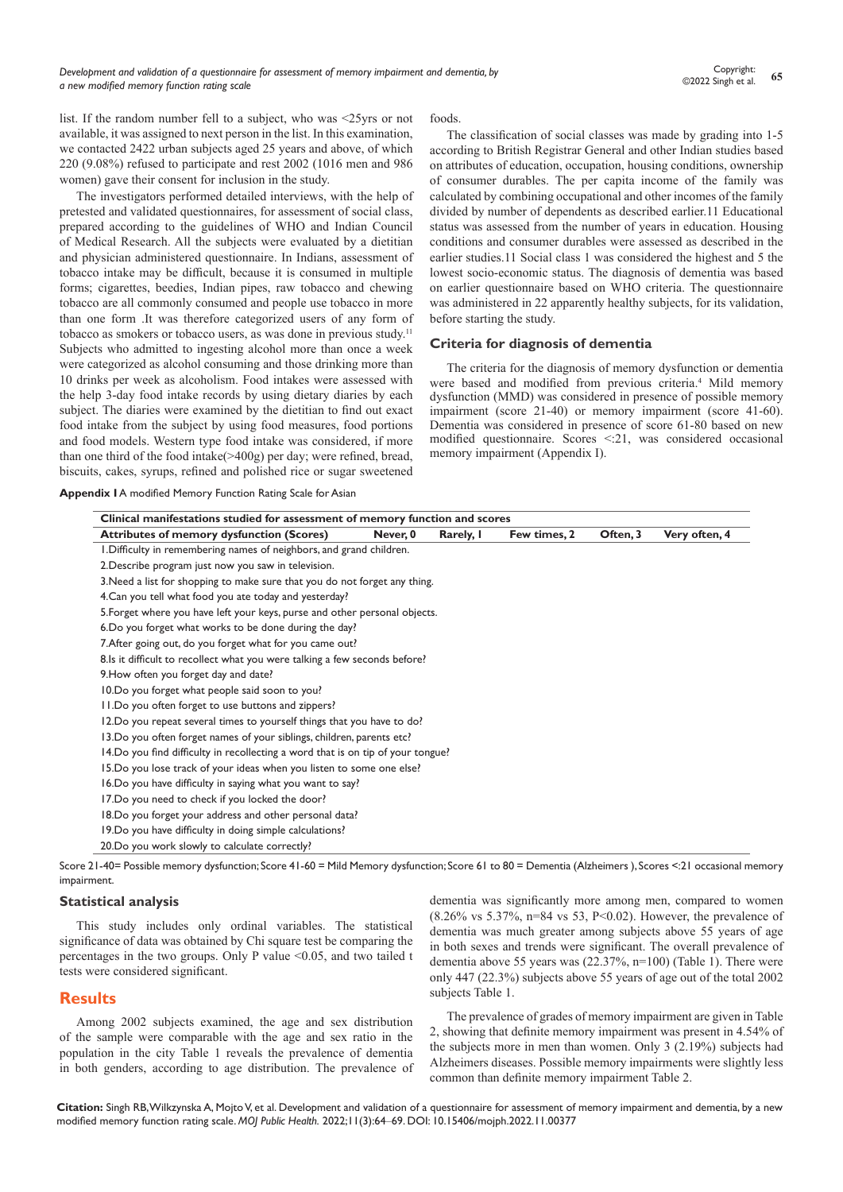list. If the random number fell to a subject, who was <25yrs or not available, it was assigned to next person in the list. In this examination, we contacted 2422 urban subjects aged 25 years and above, of which 220 (9.08%) refused to participate and rest 2002 (1016 men and 986 women) gave their consent for inclusion in the study.

The investigators performed detailed interviews, with the help of pretested and validated questionnaires, for assessment of social class, prepared according to the guidelines of WHO and Indian Council of Medical Research. All the subjects were evaluated by a dietitian and physician administered questionnaire. In Indians, assessment of tobacco intake may be difficult, because it is consumed in multiple forms; cigarettes, beedies, Indian pipes, raw tobacco and chewing tobacco are all commonly consumed and people use tobacco in more than one form .It was therefore categorized users of any form of tobacco as smokers or tobacco users, as was done in previous study.[11] Subjects who admitted to ingesting alcohol more than once a week were categorized as alcohol consuming and those drinking more than 10 drinks per week as alcoholism. Food intakes were assessed with the help 3-day food intake records by using dietary diaries by each subject. The diaries were examined by the dietitian to find out exact food intake from the subject by using food measures, food portions and food models. Western type food intake was considered, if more than one third of the food intake(>400g) per day; were refined, bread, biscuits, cakes, syrups, refined and polished rice or sugar sweetened foods.

The classification of social classes was made by grading into 1-5 according to British Registrar General and other Indian studies based on attributes of education, occupation, housing conditions, ownership of consumer durables. The per capita income of the family was calculated by combining occupational and other incomes of the family divided by number of dependents as described earlier.11 Educational status was assessed from the number of years in education. Housing conditions and consumer durables were assessed as described in the earlier studies.11 Social class 1 was considered the highest and 5 the lowest socio-economic status. The diagnosis of dementia was based on earlier questionnaire based on WHO criteria. The questionnaire was administered in 22 apparently healthy subjects, for its validation, before starting the study.

### Criteria for diagnosis of dementia

The criteria for the diagnosis of memory dysfunction or dementia were based and modified from previous criteria.[4] Mild memory dysfunction (MMD) was considered in presence of possible memory impairment (score 21-40) or memory impairment (score 41-60). Dementia was considered in presence of score 61-80 based on new modified questionnaire. Scores <:21, was considered occasional memory impairment (Appendix I).

**Appendix I** A modified Memory Function Rating Scale for Asian

| Clinical manifestations studied for assessment of memory function and scores | | | | | |
|---|---|---|---|---|---|
| **Attributes of memory dysfunction (Scores)** | **Never, 0** | **Rarely, 1** | **Few times, 2** | **Often, 3** | **Very often, 4** |
| 1.Difficulty in remembering names of neighbors, and grand children. | | | | | |
| 2.Describe program just now you saw in television. | | | | | |
| 3.Need a list for shopping to make sure that you do not forget any thing. | | | | | |
| 4.Can you tell what food you ate today and yesterday? | | | | | |
| 5.Forget where you have left your keys, purse and other personal objects. | | | | | |
| 6.Do you forget what works to be done during the day? | | | | | |
| 7.After going out, do you forget what for you came out? | | | | | |
| 8.Is it difficult to recollect what you were talking a few seconds before? | | | | | |
| 9.How often you forget day and date? | | | | | |
| 10.Do you forget what people said soon to you? | | | | | |
| 11.Do you often forget to use buttons and zippers? | | | | | |
| 12.Do you repeat several times to yourself things that you have to do? | | | | | |
| 13.Do you often forget names of your siblings, children, parents etc? | | | | | |
| 14.Do you find difficulty in recollecting a word that is on tip of your tongue? | | | | | |
| 15.Do you lose track of your ideas when you listen to some one else? | | | | | |
| 16.Do you have difficulty in saying what you want to say? | | | | | |
| 17.Do you need to check if you locked the door? | | | | | |
| 18.Do you forget your address and other personal data? | | | | | |
| 19.Do you have difficulty in doing simple calculations? | | | | | |
| 20.Do you work slowly to calculate correctly? | | | | | |

Score 21-40= Possible memory dysfunction; Score 41-60 = Mild Memory dysfunction; Score 61 to 80 = Dementia (Alzheimers ), Scores <:21 occasional memory impairment.

### Statistical analysis

This study includes only ordinal variables. The statistical significance of data was obtained by Chi square test be comparing the percentages in the two groups. Only P value <0.05, and two tailed t tests were considered significant.

## Results

Among 2002 subjects examined, the age and sex distribution of the sample were comparable with the age and sex ratio in the population in the city Table 1 reveals the prevalence of dementia in both genders, according to age distribution. The prevalence of dementia was significantly more among men, compared to women (8.26% vs 5.37%, n=84 vs 53, P<0.02). However, the prevalence of dementia was much greater among subjects above 55 years of age in both sexes and trends were significant. The overall prevalence of dementia above 55 years was (22.37%, n=100) (Table 1). There were only 447 (22.3%) subjects above 55 years of age out of the total 2002 subjects Table 1.

The prevalence of grades of memory impairment are given in Table 2, showing that definite memory impairment was present in 4.54% of the subjects more in men than women. Only 3 (2.19%) subjects had Alzheimers diseases. Possible memory impairments were slightly less common than definite memory impairment Table 2.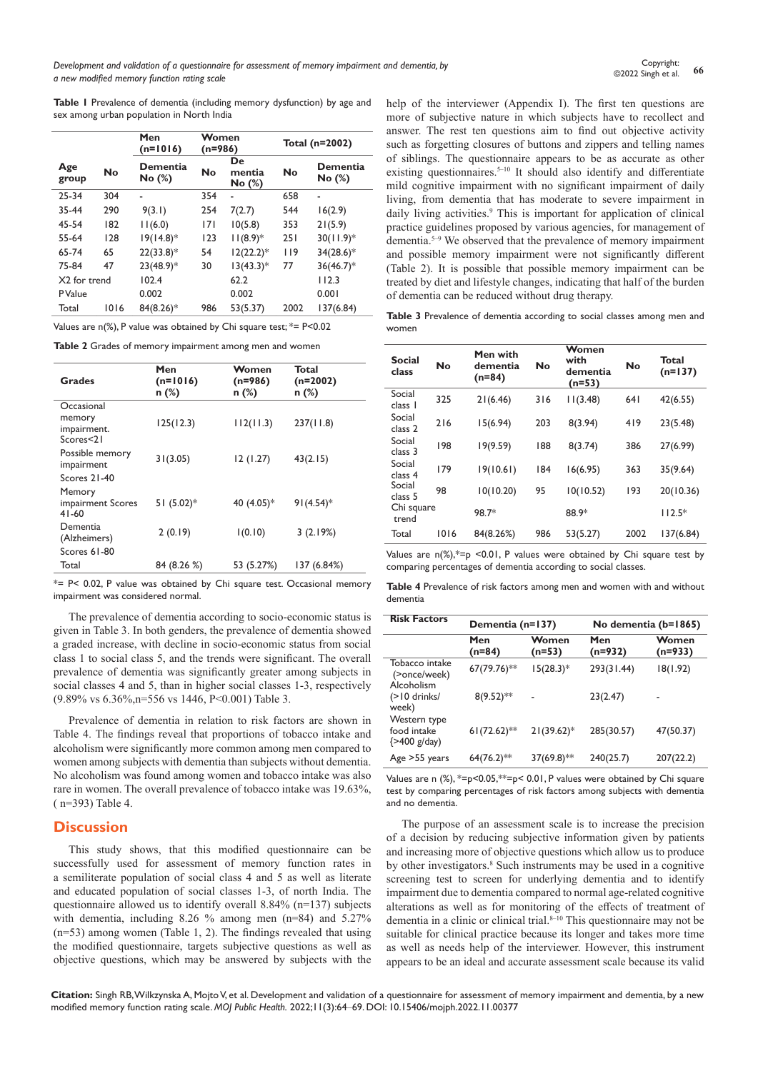**Table 1** Prevalence of dementia (including memory dysfunction) by age and sex among urban population in North India

| Age group | Men (n=1016) | | Women (n=986) | | Total (n=2002) | |
|---|---|---|---|---|---|---|
| | No | Dementia No (%) | No | Dementia No (%) | No | Dementia No (%) |
| 25-34 | 304 | - | 354 | - | 658 | - |
| 35-44 | 290 | 9(3.1) | 254 | 7(2.7) | 544 | 16(2.9) |
| 45-54 | 182 | 11(6.0) | 171 | 10(5.8) | 353 | 21(5.9) |
| 55-64 | 128 | 19(14.8)* | 123 | 11(8.9)* | 251 | 30(11.9)* |
| 65-74 | 65 | 22(33.8)* | 54 | 12(22.2)* | 119 | 34(28.6)* |
| 75-84 | 47 | 23(48.9)* | 30 | 13(43.3)* | 77 | 36(46.7)* |
| X2 for trend | | 102.4 | | 62.2 | | 112.3 |
| P Value | | 0.002 | | 0.002 | | 0.001 |
| Total | 1016 | 84(8.26)* | 986 | 53(5.37) | 2002 | 137(6.84) |

Values are n(%), P value was obtained by Chi square test; *= P<0.02

**Table 2** Grades of memory impairment among men and women

| Grades | Men (n=1016) n (%) | Women (n=986) n (%) | Total (n=2002) n (%) |
|---|---|---|---|
| Occasional memory impairment. Scores<21 | 125(12.3) | 112(11.3) | 237(11.8) |
| Possible memory impairment Scores 21-40 | 31(3.05) | 12 (1.27) | 43(2.15) |
| Memory impairment Scores 41-60 | 51 (5.02)* | 40 (4.05)* | 91(4.54)* |
| Dementia (Alzheimers) Scores 61-80 | 2 (0.19) | 1(0.10) | 3 (2.19%) |
| Total | 84 (8.26 %) | 53 (5.27%) | 137 (6.84%) |

*= P< 0.02, P value was obtained by Chi square test. Occasional memory impairment was considered normal.

The prevalence of dementia according to socio-economic status is given in Table 3. In both genders, the prevalence of dementia showed a graded increase, with decline in socio-economic status from social class 1 to social class 5, and the trends were significant. The overall prevalence of dementia was significantly greater among subjects in social classes 4 and 5, than in higher social classes 1-3, respectively (9.89% vs 6.36%,n=556 vs 1446, P<0.001) Table 3.

Prevalence of dementia in relation to risk factors are shown in Table 4. The findings reveal that proportions of tobacco intake and alcoholism were significantly more common among men compared to women among subjects with dementia than subjects without dementia. No alcoholism was found among women and tobacco intake was also rare in women. The overall prevalence of tobacco intake was 19.63%, ( n=393) Table 4.

## Discussion

This study shows, that this modified questionnaire can be successfully used for assessment of memory function rates in a semiliterate population of social class 4 and 5 as well as literate and educated population of social classes 1-3, of north India. The questionnaire allowed us to identify overall 8.84% (n=137) subjects with dementia, including 8.26 % among men (n=84) and 5.27% (n=53) among women (Table 1, 2). The findings revealed that using the modified questionnaire, targets subjective questions as well as objective questions, which may be answered by subjects with the help of the interviewer (Appendix I). The first ten questions are more of subjective nature in which subjects have to recollect and answer. The rest ten questions aim to find out objective activity such as forgetting closures of buttons and zippers and telling names of siblings. The questionnaire appears to be as accurate as other existing questionnaires.[5–10] It should also identify and differentiate mild cognitive impairment with no significant impairment of daily living, from dementia that has moderate to severe impairment in daily living activities.[9] This is important for application of clinical practice guidelines proposed by various agencies, for management of dementia.[5–9] We observed that the prevalence of memory impairment and possible memory impairment were not significantly different (Table 2). It is possible that possible memory impairment can be treated by diet and lifestyle changes, indicating that half of the burden of dementia can be reduced without drug therapy.

**Table 3** Prevalence of dementia according to social classes among men and women

| Social class | No | Men with dementia (n=84) | No | Women with dementia (n=53) | No | Total (n=137) |
|---|---|---|---|---|---|---|
| Social class 1 | 325 | 21(6.46) | 316 | 11(3.48) | 641 | 42(6.55) |
| Social class 2 | 216 | 15(6.94) | 203 | 8(3.94) | 419 | 23(5.48) |
| Social class 3 | 198 | 19(9.59) | 188 | 8(3.74) | 386 | 27(6.99) |
| Social class 4 | 179 | 19(10.61) | 184 | 16(6.95) | 363 | 35(9.64) |
| Social class 5 | 98 | 10(10.20) | 95 | 10(10.52) | 193 | 20(10.36) |
| Chi square trend | | 98.7* | | 88.9* | | 112.5* |
| Total | 1016 | 84(8.26%) | 986 | 53(5.27) | 2002 | 137(6.84) |

Values are n(%),*=p <0.01, P values were obtained by Chi square test by comparing percentages of dementia according to social classes.

**Table 4** Prevalence of risk factors among men and women with and without dementia

| Risk Factors | Dementia (n=137) | | No dementia (b=1865) | |
|---|---|---|---|---|
| | Men (n=84) | Women (n=53) | Men (n=932) | Women (n=933) |
| Tobacco intake (>once/week) | 67(79.76)** | 15(28.3)* | 293(31.44) | 18(1.92) |
| Alcoholism (>10 drinks/ week) | 8(9.52)** | - | 23(2.47) | - |
| Western type food intake (>400 g/day) | 61(72.62)** | 21(39.62)* | 285(30.57) | 47(50.37) |
| Age >55 years | 64(76.2)** | 37(69.8)** | 240(25.7) | 207(22.2) |

Values are n (%), *=p<0.05,**=p< 0.01, P values were obtained by Chi square test by comparing percentages of risk factors among subjects with dementia and no dementia.

The purpose of an assessment scale is to increase the precision of a decision by reducing subjective information given by patients and increasing more of objective questions which allow us to produce by other investigators.[8] Such instruments may be used in a cognitive screening test to screen for underlying dementia and to identify impairment due to dementia compared to normal age-related cognitive alterations as well as for monitoring of the effects of treatment of dementia in a clinic or clinical trial.[8–10] This questionnaire may not be suitable for clinical practice because its longer and takes more time as well as needs help of the interviewer. However, this instrument appears to be an ideal and accurate assessment scale because its valid

**Citation:** Singh RB, Wilkzynska A, Mojto V, et al. Development and validation of a questionnaire for assessment of memory impairment and dementia, by a new modified memory function rating scale. *MOJ Public Health.* 2022;11(3):64‒69. DOI: 10.15406/mojph.2022.11.00377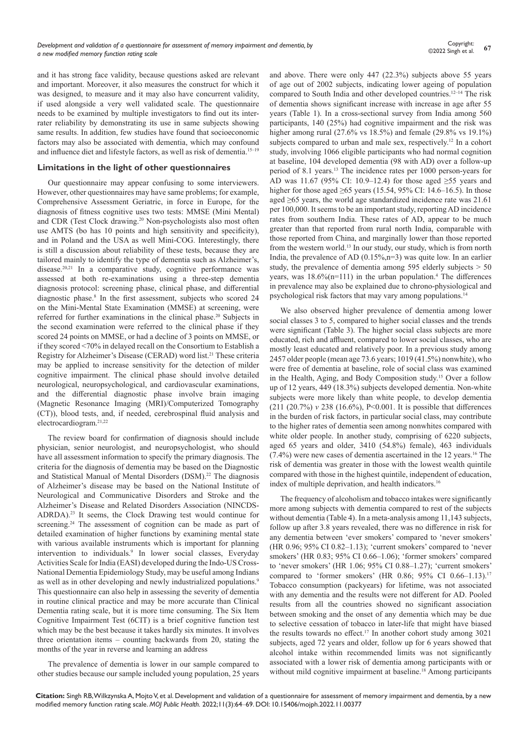and it has strong face validity, because questions asked are relevant and important. Moreover, it also measures the construct for which it was designed, to measure and it may also have concurrent validity, if used alongside a very well validated scale. The questionnaire needs to be examined by multiple investigators to find out its inter-rater reliability by demonstrating its use in same subjects showing same results. In addition, few studies have found that socioeconomic factors may also be associated with dementia, which may confound and influence diet and lifestyle factors, as well as risk of dementia.[15–19]

## Limitations in the light of other questionnaires

Our questionnaire may appear confusing to some interviewers. However, other questionnaires may have same problems; for example, Comprehensive Assessment Geriatric, in force in Europe, for the diagnosis of fitness cognitive uses two tests: MMSE (Mini Mental) and CDR (Test Clock drawing.[20] Non-psychologists also most often use AMTS (bo has 10 points and high sensitivity and specificity), and in Poland and the USA as well Mini-COG. Interestingly, there is still a discussion about reliability of these tests, because they are tailored mainly to identify the type of dementia such as Alzheimer's, disease.[20,21] In a comparative study, cognitive performance was assessed at both re-examinations using a three-step dementia diagnosis protocol: screening phase, clinical phase, and differential diagnostic phase.[8] In the first assessment, subjects who scored 24 on the Mini-Mental State Examination (MMSE) at screening, were referred for further examinations in the clinical phase.[20] Subjects in the second examination were referred to the clinical phase if they scored 24 points on MMSE, or had a decline of 3 points on MMSE, or if they scored <70% in delayed recall on the Consortium to Establish a Registry for Alzheimer's Disease (CERAD) word list.[21] These criteria may be applied to increase sensitivity for the detection of milder cognitive impairment. The clinical phase should involve detailed neurological, neuropsychological, and cardiovascular examinations, and the differential diagnostic phase involve brain imaging (Magnetic Resonance Imaging (MRI)/Computerized Tomography (CT)), blood tests, and, if needed, cerebrospinal fluid analysis and electrocardiogram.[21,22]

The review board for confirmation of diagnosis should include physician, senior neurologist, and neuropsychologist, who should have all assessment information to specify the primary diagnosis. The criteria for the diagnosis of dementia may be based on the Diagnostic and Statistical Manual of Mental Disorders (DSM).[22] The diagnosis of Alzheimer's disease may be based on the National Institute of Neurological and Communicative Disorders and Stroke and the Alzheimer's Disease and Related Disorders Association (NINCDS-ADRDA).[23] It seems, the Clock Drawing test would continue for screening.[24] The assessment of cognition can be made as part of detailed examination of higher functions by examining mental state with various available instruments which is important for planning intervention to individuals.[9] In lower social classes, Everyday Activities Scale for India (EASI) developed during the Indo-US Cross-National Dementia Epidemiology Study, may be useful among Indians as well as in other developing and newly industrialized populations.[9] This questionnaire can also help in assessing the severity of dementia in routine clinical practice and may be more accurate than Clinical Dementia rating scale, but it is more time consuming. The Six Item Cognitive Impairment Test (6CIT) is a brief cognitive function test which may be the best because it takes hardly six minutes. It involves three orientation items – counting backwards from 20, stating the months of the year in reverse and learning an address

The prevalence of dementia is lower in our sample compared to other studies because our sample included young population, 25 years and above. There were only 447 (22.3%) subjects above 55 years of age out of 2002 subjects, indicating lower ageing of population compared to South India and other developed countries.[12–14] The risk of dementia shows significant increase with increase in age after 55 years (Table 1). In a cross-sectional survey from India among 560 participants, 140 (25%) had cognitive impairment and the risk was higher among rural (27.6% vs 18.5%) and female (29.8% vs 19.1%) subjects compared to urban and male sex, respectively.[12] In a cohort study, involving 1066 eligible participants who had normal cognition at baseline, 104 developed dementia (98 with AD) over a follow-up period of 8.1 years.[13] The incidence rates per 1000 person-years for AD was 11.67 (95% CI: 10.9–12.4) for those aged ≥55 years and higher for those aged ≥65 years (15.54, 95% CI: 14.6–16.5). In those aged ≥65 years, the world age standardized incidence rate was 21.61 per 100,000. It seems to be an important study, reporting AD incidence rates from southern India. These rates of AD, appear to be much greater than that reported from rural north India, comparable with those reported from China, and marginally lower than those reported from the western world.[13] In our study, our study, which is from north India, the prevalence of AD (0.15%,n=3) was quite low. In an earlier study, the prevalence of dementia among 595 elderly subjects > 50 years, was 18.6%(n=111) in the urban population.[4] The differences in prevalence may also be explained due to chrono-physiological and psychological risk factors that may vary among populations.[14]

We also observed higher prevalence of dementia among lower social classes 3 to 5, compared to higher social classes and the trends were significant (Table 3). The higher social class subjects are more educated, rich and affluent, compared to lower social classes, who are mostly least educated and relatively poor. In a previous study among 2457 older people (mean age 73.6 years; 1019 (41.5%) nonwhite), who were free of dementia at baseline, role of social class was examined in the Health, Aging, and Body Composition study.[15] Over a follow up of 12 years, 449 (18.3%) subjects developed dementia. Non-white subjects were more likely than white people, to develop dementia (211 (20.7%) *v* 238 (16.6%), P<0.001. It is possible that differences in the burden of risk factors, in particular social class, may contribute to the higher rates of dementia seen among nonwhites compared with white older people. In another study, comprising of 6220 subjects, aged 65 years and older, 3410 (54.8%) female), 463 individuals (7.4%) were new cases of dementia ascertained in the 12 years.[16] The risk of dementia was greater in those with the lowest wealth quintile compared with those in the highest quintile, independent of education, index of multiple deprivation, and health indicators.[16]

The frequency of alcoholism and tobacco intakes were significantly more among subjects with dementia compared to rest of the subjects without dementia (Table 4). In a meta-analysis among 11,143 subjects, follow up after 3.8 years revealed, there was no difference in risk for any dementia between 'ever smokers' compared to 'never smokers' (HR 0.96; 95% CI 0.82–1.13); 'current smokers' compared to 'never smokers' (HR 0.83; 95% CI 0.66–1.06); 'former smokers' compared to 'never smokers' (HR 1.06; 95% CI 0.88–1.27); 'current smokers' compared to 'former smokers' (HR 0.86; 95% CI 0.66–1.13).[17] Tobacco consumption (packyears) for lifetime, was not associated with any dementia and the results were not different for AD. Pooled results from all the countries showed no significant association between smoking and the onset of any dementia which may be due to selective cessation of tobacco in later-life that might have biased the results towards no effect.[17] In another cohort study among 3021 subjects, aged 72 years and older, follow up for 6 years showed that alcohol intake within recommended limits was not significantly associated with a lower risk of dementia among participants with or without mild cognitive impairment at baseline.[18] Among participants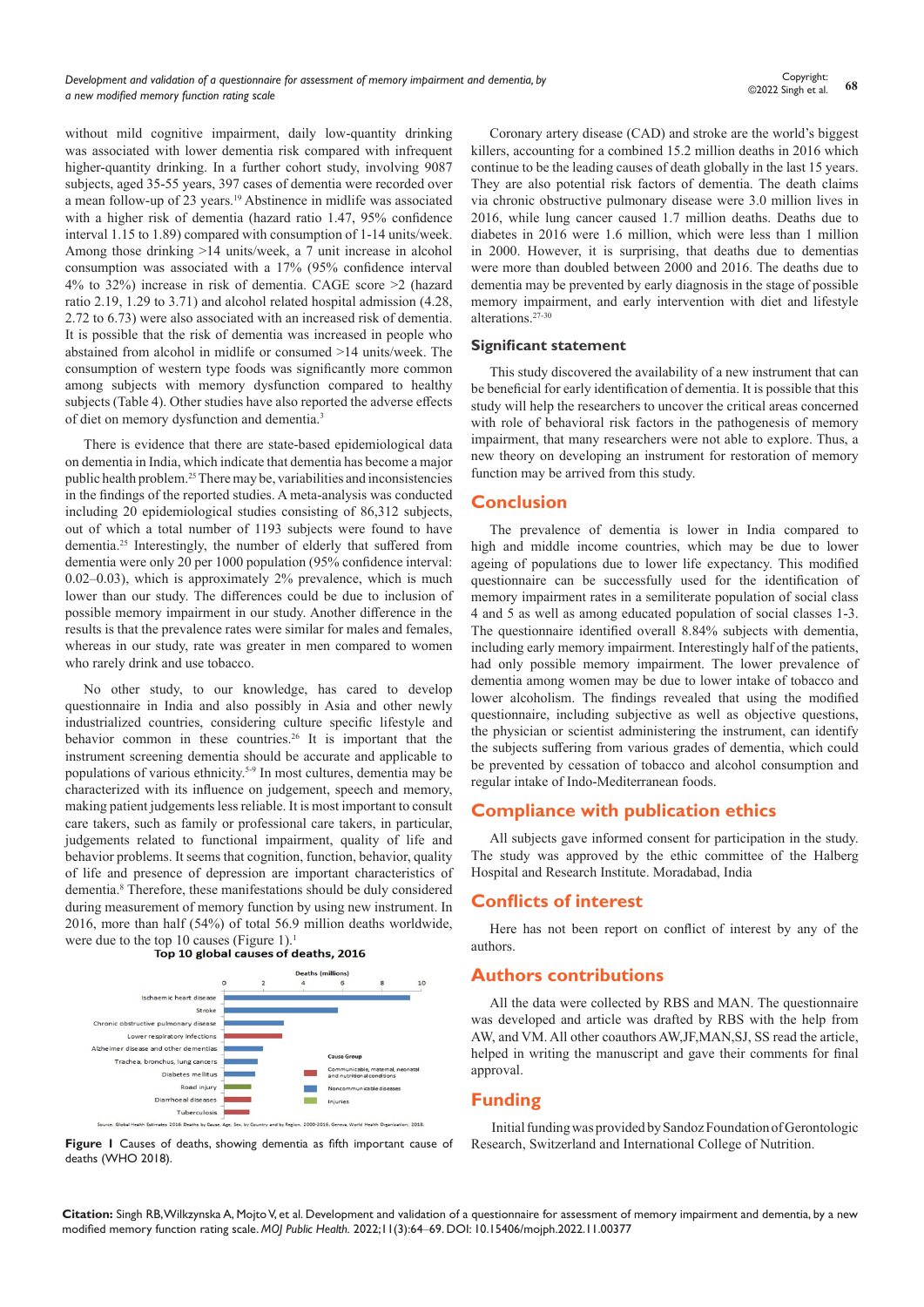without mild cognitive impairment, daily low-quantity drinking was associated with lower dementia risk compared with infrequent higher-quantity drinking. In a further cohort study, involving 9087 subjects, aged 35-55 years, 397 cases of dementia were recorded over a mean follow-up of 23 years.[19] Abstinence in midlife was associated with a higher risk of dementia (hazard ratio 1.47, 95% confidence interval 1.15 to 1.89) compared with consumption of 1-14 units/week. Among those drinking >14 units/week, a 7 unit increase in alcohol consumption was associated with a 17% (95% confidence interval 4% to 32%) increase in risk of dementia. CAGE score >2 (hazard ratio 2.19, 1.29 to 3.71) and alcohol related hospital admission (4.28, 2.72 to 6.73) were also associated with an increased risk of dementia. It is possible that the risk of dementia was increased in people who abstained from alcohol in midlife or consumed >14 units/week. The consumption of western type foods was significantly more common among subjects with memory dysfunction compared to healthy subjects (Table 4). Other studies have also reported the adverse effects of diet on memory dysfunction and dementia.[3]

There is evidence that there are state-based epidemiological data on dementia in India, which indicate that dementia has become a major public health problem.[25] There may be, variabilities and inconsistencies in the findings of the reported studies. A meta-analysis was conducted including 20 epidemiological studies consisting of 86,312 subjects, out of which a total number of 1193 subjects were found to have dementia.[25] Interestingly, the number of elderly that suffered from dementia were only 20 per 1000 population (95% confidence interval: 0.02–0.03), which is approximately 2% prevalence, which is much lower than our study. The differences could be due to inclusion of possible memory impairment in our study. Another difference in the results is that the prevalence rates were similar for males and females, whereas in our study, rate was greater in men compared to women who rarely drink and use tobacco.

No other study, to our knowledge, has cared to develop questionnaire in India and also possibly in Asia and other newly industrialized countries, considering culture specific lifestyle and behavior common in these countries.[26] It is important that the instrument screening dementia should be accurate and applicable to populations of various ethnicity.[5-9] In most cultures, dementia may be characterized with its influence on judgement, speech and memory, making patient judgements less reliable. It is most important to consult care takers, such as family or professional care takers, in particular, judgements related to functional impairment, quality of life and behavior problems. It seems that cognition, function, behavior, quality of life and presence of depression are important characteristics of dementia.[8] Therefore, these manifestations should be duly considered during measurement of memory function by using new instrument. In 2016, more than half (54%) of total 56.9 million deaths worldwide, were due to the top 10 causes (Figure 1).[1]

**Top 10 global causes of deaths, 2016**

| Cause | Deaths (millions) | Cause Group |
|---|---|---|
| Ischaemic heart disease | ~9.4 | Noncommunicable diseases |
| Stroke | ~5.8 | Noncommunicable diseases |
| Chronic obstructive pulmonary disease | ~3.0 | Noncommunicable diseases |
| Lower respiratory infections | ~3.0 | Communicable, maternal, neonatal and nutritional conditions |
| Alzheimer disease and other dementias | ~2.0 | Noncommunicable diseases |
| Trachea, bronchus, lung cancers | ~1.7 | Noncommunicable diseases |
| Diabetes mellitus | ~1.6 | Noncommunicable diseases |
| Road injury | ~1.4 | Injuries |
| Diarrhoeal diseases | ~1.4 | Communicable, maternal, neonatal and nutritional conditions |
| Tuberculosis | ~1.3 | Communicable, maternal, neonatal and nutritional conditions |

Source: Global Health Estimates 2016: Deaths by Cause, Age, Sex, by Country and by Region, 2000-2016. Geneva, World Health Organization; 2018.

**Figure 1** Causes of deaths, showing dementia as fifth important cause of deaths (WHO 2018).

Coronary artery disease (CAD) and stroke are the world's biggest killers, accounting for a combined 15.2 million deaths in 2016 which continue to be the leading causes of death globally in the last 15 years. They are also potential risk factors of dementia. The death claims via chronic obstructive pulmonary disease were 3.0 million lives in 2016, while lung cancer caused 1.7 million deaths. Deaths due to diabetes in 2016 were 1.6 million, which were less than 1 million in 2000. However, it is surprising, that deaths due to dementias were more than doubled between 2000 and 2016. The deaths due to dementia may be prevented by early diagnosis in the stage of possible memory impairment, and early intervention with diet and lifestyle alterations.[27-30]

### Significant statement

This study discovered the availability of a new instrument that can be beneficial for early identification of dementia. It is possible that this study will help the researchers to uncover the critical areas concerned with role of behavioral risk factors in the pathogenesis of memory impairment, that many researchers were not able to explore. Thus, a new theory on developing an instrument for restoration of memory function may be arrived from this study.

## Conclusion

The prevalence of dementia is lower in India compared to high and middle income countries, which may be due to lower ageing of populations due to lower life expectancy. This modified questionnaire can be successfully used for the identification of memory impairment rates in a semiliterate population of social class 4 and 5 as well as among educated population of social classes 1-3. The questionnaire identified overall 8.84% subjects with dementia, including early memory impairment. Interestingly half of the patients, had only possible memory impairment. The lower prevalence of dementia among women may be due to lower intake of tobacco and lower alcoholism. The findings revealed that using the modified questionnaire, including subjective as well as objective questions, the physician or scientist administering the instrument, can identify the subjects suffering from various grades of dementia, which could be prevented by cessation of tobacco and alcohol consumption and regular intake of Indo-Mediterranean foods.

## Compliance with publication ethics

All subjects gave informed consent for participation in the study. The study was approved by the ethic committee of the Halberg Hospital and Research Institute. Moradabad, India

## Conflicts of interest

Here has not been report on conflict of interest by any of the authors.

## Authors contributions

All the data were collected by RBS and MAN. The questionnaire was developed and article was drafted by RBS with the help from AW, and VM. All other coauthors AW,JF,MAN,SJ, SS read the article, helped in writing the manuscript and gave their comments for final approval.

## Funding

Initial funding was provided by Sandoz Foundation of Gerontologic Research, Switzerland and International College of Nutrition.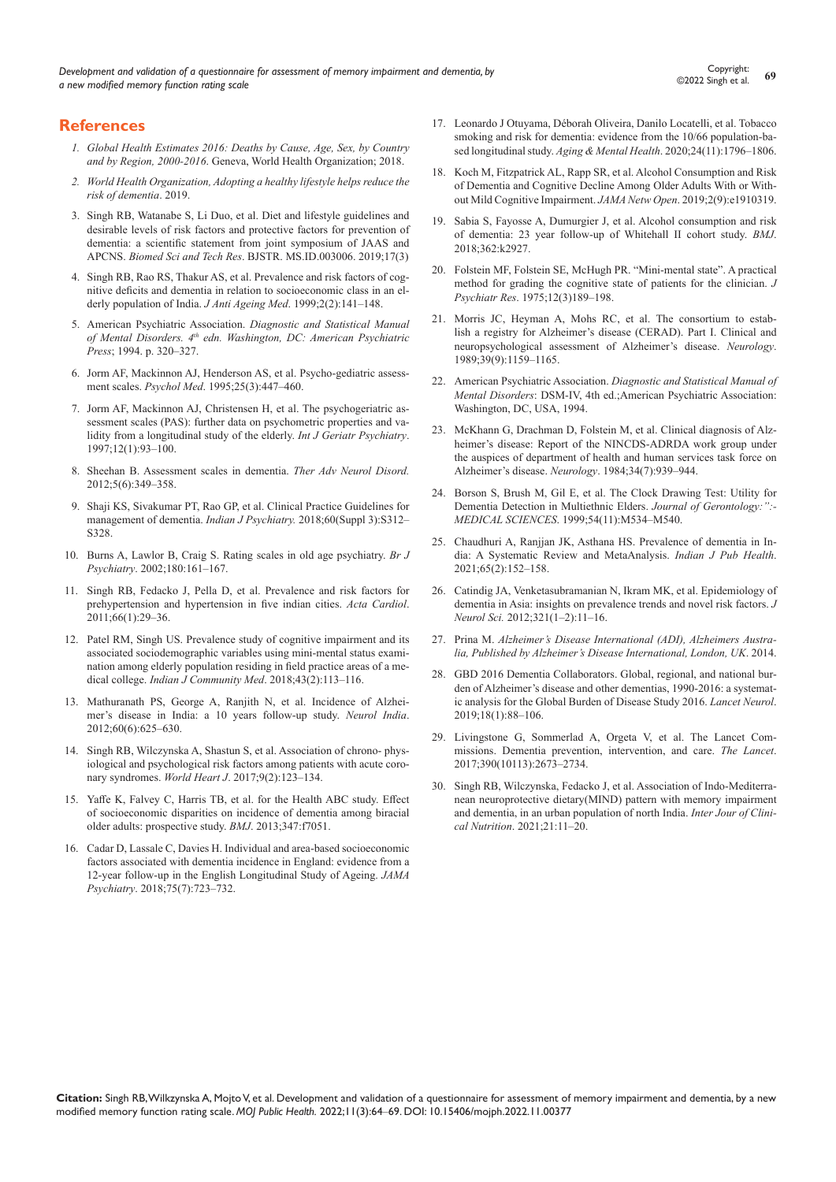## References

1. *Global Health Estimates 2016: Deaths by Cause, Age, Sex, by Country and by Region, 2000-2016*. Geneva, World Health Organization; 2018.
2. *World Health Organization, Adopting a healthy lifestyle helps reduce the risk of dementia*. 2019.
3. Singh RB, Watanabe S, Li Duo, et al. Diet and lifestyle guidelines and desirable levels of risk factors and protective factors for prevention of dementia: a scientific statement from joint symposium of JAAS and APCNS. *Biomed Sci and Tech Res*. BJSTR. MS.ID.003006. 2019;17(3)
4. Singh RB, Rao RS, Thakur AS, et al. Prevalence and risk factors of cognitive deficits and dementia in relation to socioeconomic class in an elderly population of India. *J Anti Ageing Med*. 1999;2(2):141–148.
5. American Psychiatric Association. *Diagnostic and Statistical Manual of Mental Disorders. 4th edn. Washington, DC: American Psychiatric Press*; 1994. p. 320–327.
6. Jorm AF, Mackinnon AJ, Henderson AS, et al. Psycho-gediatric assessment scales. *Psychol Med*. 1995;25(3):447–460.
7. Jorm AF, Mackinnon AJ, Christensen H, et al. The psychogeriatric assessment scales (PAS): further data on psychometric properties and validity from a longitudinal study of the elderly. *Int J Geriatr Psychiatry*. 1997;12(1):93–100.
8. Sheehan B. Assessment scales in dementia. *Ther Adv Neurol Disord.* 2012;5(6):349–358.
9. Shaji KS, Sivakumar PT, Rao GP, et al. Clinical Practice Guidelines for management of dementia. *Indian J Psychiatry.* 2018;60(Suppl 3):S312–S328.
10. Burns A, Lawlor B, Craig S. Rating scales in old age psychiatry. *Br J Psychiatry*. 2002;180:161–167.
11. Singh RB, Fedacko J, Pella D, et al. Prevalence and risk factors for prehypertension and hypertension in five indian cities. *Acta Cardiol*. 2011;66(1):29–36.
12. Patel RM, Singh US. Prevalence study of cognitive impairment and its associated sociodemographic variables using mini-mental status examination among elderly population residing in field practice areas of a medical college. *Indian J Community Med*. 2018;43(2):113–116.
13. Mathuranath PS, George A, Ranjith N, et al. Incidence of Alzheimer's disease in India: a 10 years follow-up study. *Neurol India*. 2012;60(6):625–630.
14. Singh RB, Wilczynska A, Shastun S, et al. Association of chrono- physiological and psychological risk factors among patients with acute coronary syndromes. *World Heart J*. 2017;9(2):123–134.
15. Yaffe K, Falvey C, Harris TB, et al. for the Health ABC study. Effect of socioeconomic disparities on incidence of dementia among biracial older adults: prospective study. *BMJ*. 2013;347:f7051.
16. Cadar D, Lassale C, Davies H. Individual and area-based socioeconomic factors associated with dementia incidence in England: evidence from a 12-year follow-up in the English Longitudinal Study of Ageing. *JAMA Psychiatry*. 2018;75(7):723–732.
17. Leonardo J Otuyama, Déborah Oliveira, Danilo Locatelli, et al. Tobacco smoking and risk for dementia: evidence from the 10/66 population-based longitudinal study. *Aging & Mental Health*. 2020;24(11):1796–1806.
18. Koch M, Fitzpatrick AL, Rapp SR, et al. Alcohol Consumption and Risk of Dementia and Cognitive Decline Among Older Adults With or Without Mild Cognitive Impairment. *JAMA Netw Open*. 2019;2(9):e1910319.
19. Sabia S, Fayosse A, Dumurgier J, et al. Alcohol consumption and risk of dementia: 23 year follow-up of Whitehall II cohort study. *BMJ*. 2018;362:k2927.
20. Folstein MF, Folstein SE, McHugh PR. "Mini-mental state". A practical method for grading the cognitive state of patients for the clinician. *J Psychiatr Res*. 1975;12(3)189–198.
21. Morris JC, Heyman A, Mohs RC, et al. The consortium to establish a registry for Alzheimer's disease (CERAD). Part I. Clinical and neuropsychological assessment of Alzheimer's disease. *Neurology*. 1989;39(9):1159–1165.
22. American Psychiatric Association. *Diagnostic and Statistical Manual of Mental Disorders*: DSM-IV, 4th ed.;American Psychiatric Association: Washington, DC, USA, 1994.
23. McKhann G, Drachman D, Folstein M, et al. Clinical diagnosis of Alzheimer's disease: Report of the NINCDS-ADRDA work group under the auspices of department of health and human services task force on Alzheimer's disease. *Neurology*. 1984;34(7):939–944.
24. Borson S, Brush M, Gil E, et al. The Clock Drawing Test: Utility for Dementia Detection in Multiethnic Elders. *Journal of Gerontology:":- MEDICAL SCIENCES*. 1999;54(11):M534–M540.
25. Chaudhuri A, Ranjjan JK, Asthana HS. Prevalence of dementia in India: A Systematic Review and MetaAnalysis. *Indian J Pub Health*. 2021;65(2):152–158.
26. Catindig JA, Venketasubramanian N, Ikram MK, et al. Epidemiology of dementia in Asia: insights on prevalence trends and novel risk factors. *J Neurol Sci.* 2012;321(1–2):11–16.
27. Prina M. *Alzheimer's Disease International (ADI), Alzheimers Australia, Published by Alzheimer's Disease International, London, UK*. 2014.
28. GBD 2016 Dementia Collaborators. Global, regional, and national burden of Alzheimer's disease and other dementias, 1990-2016: a systematic analysis for the Global Burden of Disease Study 2016. *Lancet Neurol*. 2019;18(1):88–106.
29. Livingstone G, Sommerlad A, Orgeta V, et al. The Lancet Commissions. Dementia prevention, intervention, and care. *The Lancet*. 2017;390(10113):2673–2734.
30. Singh RB, Wilczynska, Fedacko J, et al. Association of Indo-Mediterranean neuroprotective dietary(MIND) pattern with memory impairment and dementia, in an urban population of north India. *Inter Jour of Clinical Nutrition*. 2021;21:11–20.